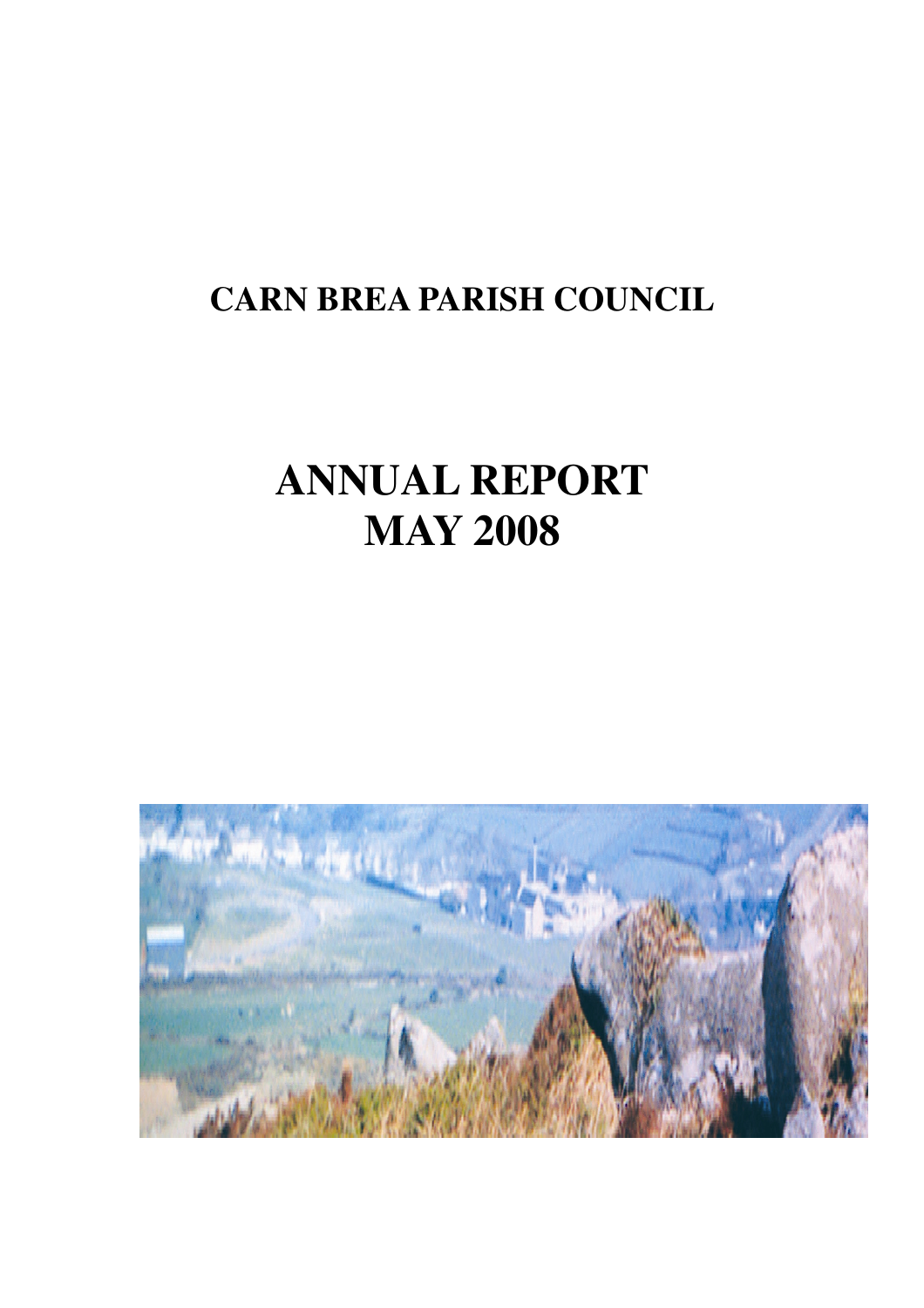# CARN BREA PARISH COUNCIL

# ANNUAL REPORT
# MAY 2008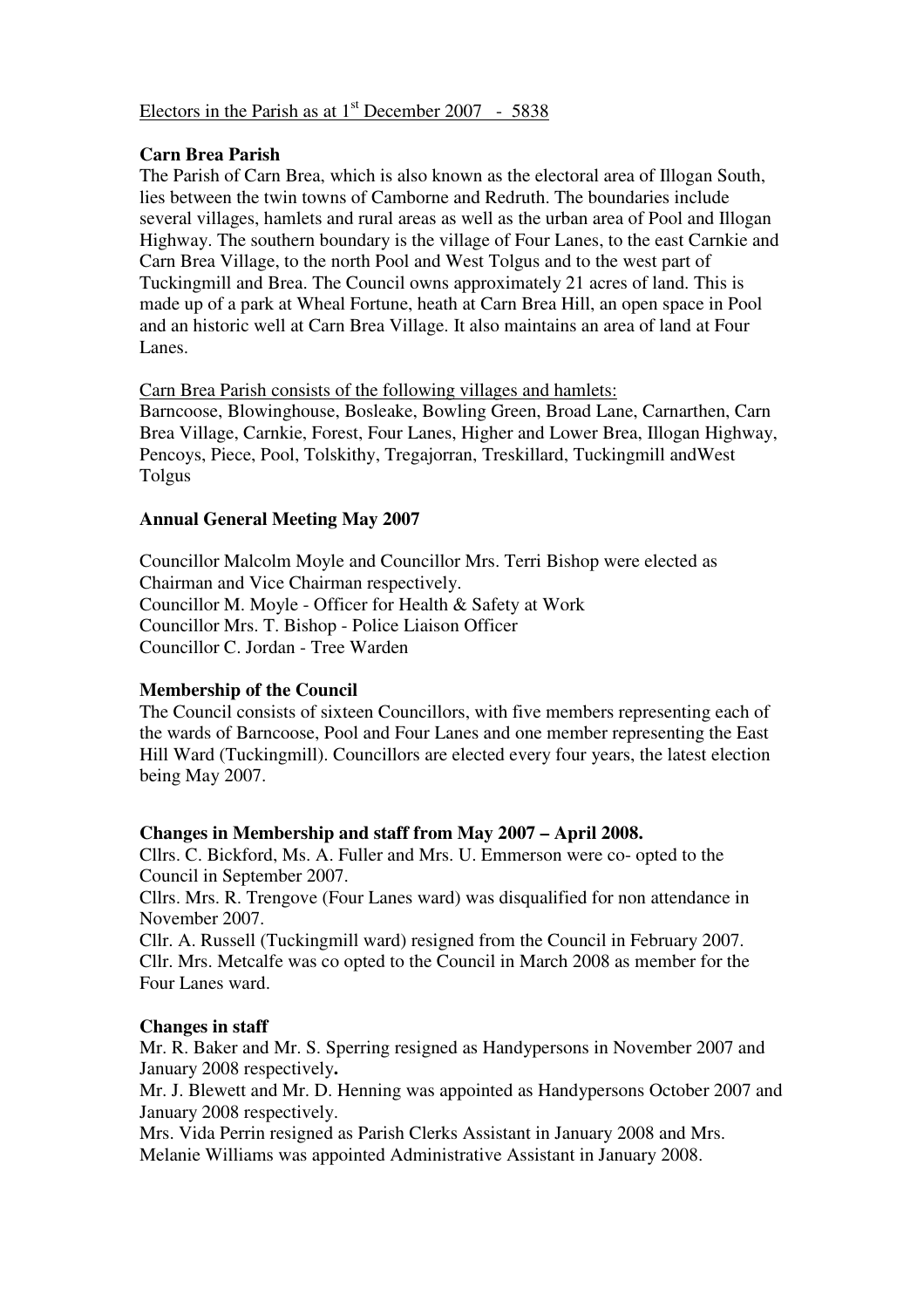Electors in the Parish as at 1st December 2007 - 5838

**Carn Brea Parish**

The Parish of Carn Brea, which is also known as the electoral area of Illogan South, lies between the twin towns of Camborne and Redruth. The boundaries include several villages, hamlets and rural areas as well as the urban area of Pool and Illogan Highway. The southern boundary is the village of Four Lanes, to the east Carnkie and Carn Brea Village, to the north Pool and West Tolgus and to the west part of Tuckingmill and Brea. The Council owns approximately 21 acres of land. This is made up of a park at Wheal Fortune, heath at Carn Brea Hill, an open space in Pool and an historic well at Carn Brea Village. It also maintains an area of land at Four Lanes.

Carn Brea Parish consists of the following villages and hamlets:
Barncoose, Blowinghouse, Bosleake, Bowling Green, Broad Lane, Carnarthen, Carn Brea Village, Carnkie, Forest, Four Lanes, Higher and Lower Brea, Illogan Highway, Pencoys, Piece, Pool, Tolskithy, Tregajorran, Treskillard, Tuckingmill andWest Tolgus

**Annual General Meeting May 2007**

Councillor Malcolm Moyle and Councillor Mrs. Terri Bishop were elected as Chairman and Vice Chairman respectively.
Councillor M. Moyle - Officer for Health & Safety at Work
Councillor Mrs. T. Bishop - Police Liaison Officer
Councillor C. Jordan - Tree Warden

**Membership of the Council**

The Council consists of sixteen Councillors, with five members representing each of the wards of Barncoose, Pool and Four Lanes and one member representing the East Hill Ward (Tuckingmill). Councillors are elected every four years, the latest election being May 2007.

**Changes in Membership and staff from May 2007 – April 2008.**

Cllrs. C. Bickford, Ms. A. Fuller and Mrs. U. Emmerson were co- opted to the Council in September 2007.
Cllrs. Mrs. R. Trengove (Four Lanes ward) was disqualified for non attendance in November 2007.
Cllr. A. Russell (Tuckingmill ward) resigned from the Council in February 2007.
Cllr. Mrs. Metcalfe was co opted to the Council in March 2008 as member for the Four Lanes ward.

**Changes in staff**

Mr. R. Baker and Mr. S. Sperring resigned as Handypersons in November 2007 and January 2008 respectively.
Mr. J. Blewett and Mr. D. Henning was appointed as Handypersons October 2007 and January 2008 respectively.
Mrs. Vida Perrin resigned as Parish Clerks Assistant in January 2008 and Mrs. Melanie Williams was appointed Administrative Assistant in January 2008.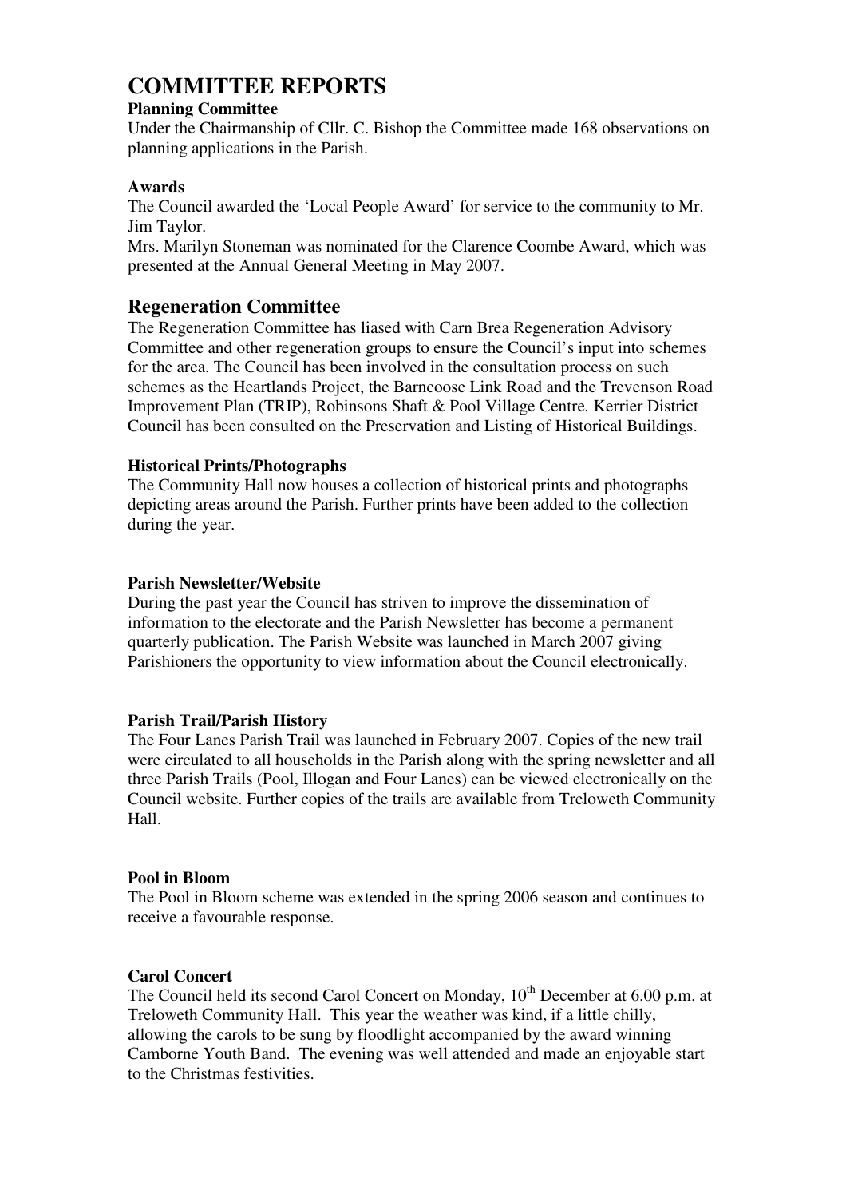# COMMITTEE REPORTS

**Planning Committee**

Under the Chairmanship of Cllr. C. Bishop the Committee made 168 observations on planning applications in the Parish.

**Awards**

The Council awarded the 'Local People Award' for service to the community to Mr. Jim Taylor.

Mrs. Marilyn Stoneman was nominated for the Clarence Coombe Award, which was presented at the Annual General Meeting in May 2007.

## Regeneration Committee

The Regeneration Committee has liased with Carn Brea Regeneration Advisory Committee and other regeneration groups to ensure the Council's input into schemes for the area. The Council has been involved in the consultation process on such schemes as the Heartlands Project, the Barncoose Link Road and the Trevenson Road Improvement Plan (TRIP), Robinsons Shaft & Pool Village Centre. Kerrier District Council has been consulted on the Preservation and Listing of Historical Buildings.

**Historical Prints/Photographs**

The Community Hall now houses a collection of historical prints and photographs depicting areas around the Parish. Further prints have been added to the collection during the year.

**Parish Newsletter/Website**

During the past year the Council has striven to improve the dissemination of information to the electorate and the Parish Newsletter has become a permanent quarterly publication. The Parish Website was launched in March 2007 giving Parishioners the opportunity to view information about the Council electronically.

**Parish Trail/Parish History**

The Four Lanes Parish Trail was launched in February 2007. Copies of the new trail were circulated to all households in the Parish along with the spring newsletter and all three Parish Trails (Pool, Illogan and Four Lanes) can be viewed electronically on the Council website. Further copies of the trails are available from Treloweth Community Hall.

**Pool in Bloom**

The Pool in Bloom scheme was extended in the spring 2006 season and continues to receive a favourable response.

**Carol Concert**

The Council held its second Carol Concert on Monday, 10th December at 6.00 p.m. at Treloweth Community Hall. This year the weather was kind, if a little chilly, allowing the carols to be sung by floodlight accompanied by the award winning Camborne Youth Band. The evening was well attended and made an enjoyable start to the Christmas festivities.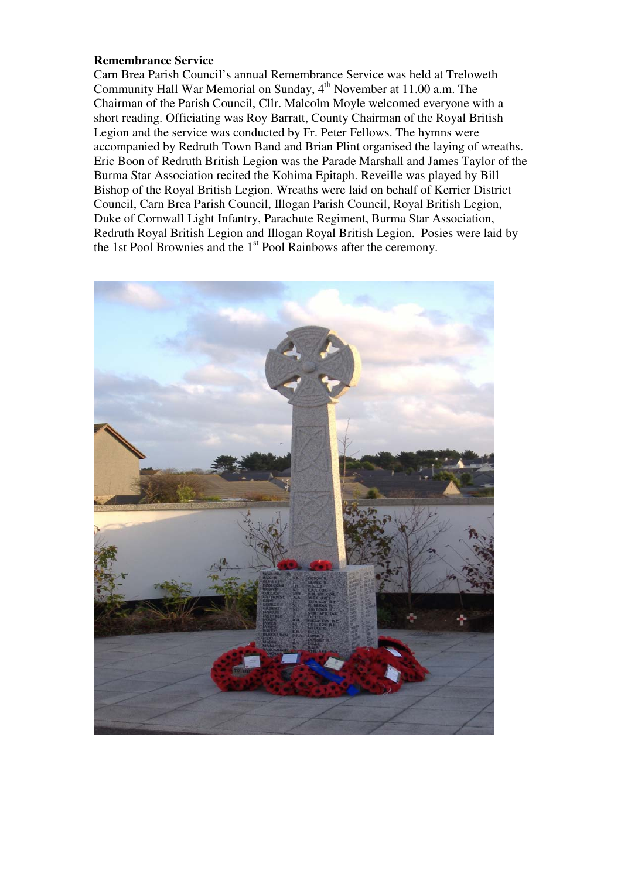**Remembrance Service**

Carn Brea Parish Council's annual Remembrance Service was held at Treloweth Community Hall War Memorial on Sunday, 4th November at 11.00 a.m. The Chairman of the Parish Council, Cllr. Malcolm Moyle welcomed everyone with a short reading. Officiating was Roy Barratt, County Chairman of the Royal British Legion and the service was conducted by Fr. Peter Fellows. The hymns were accompanied by Redruth Town Band and Brian Plint organised the laying of wreaths. Eric Boon of Redruth British Legion was the Parade Marshall and James Taylor of the Burma Star Association recited the Kohima Epitaph. Reveille was played by Bill Bishop of the Royal British Legion. Wreaths were laid on behalf of Kerrier District Council, Carn Brea Parish Council, Illogan Parish Council, Royal British Legion, Duke of Cornwall Light Infantry, Parachute Regiment, Burma Star Association, Redruth Royal British Legion and Illogan Royal British Legion. Posies were laid by the 1st Pool Brownies and the 1st Pool Rainbows after the ceremony.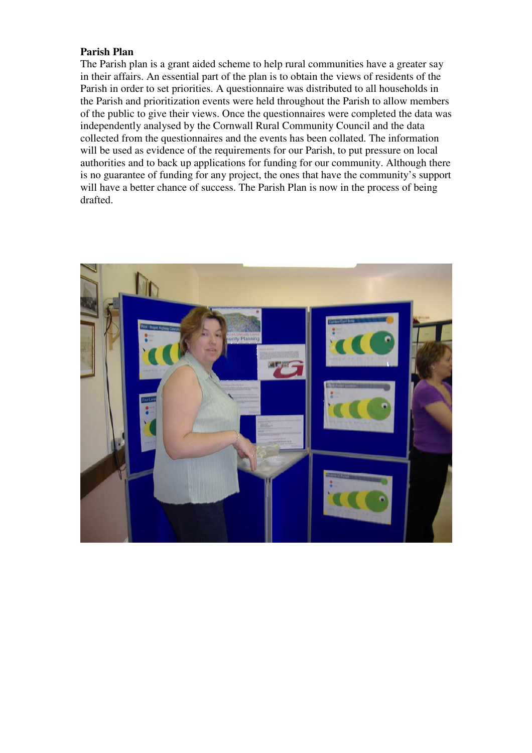**Parish Plan**

The Parish plan is a grant aided scheme to help rural communities have a greater say in their affairs. An essential part of the plan is to obtain the views of residents of the Parish in order to set priorities. A questionnaire was distributed to all households in the Parish and prioritization events were held throughout the Parish to allow members of the public to give their views. Once the questionnaires were completed the data was independently analysed by the Cornwall Rural Community Council and the data collected from the questionnaires and the events has been collated. The information will be used as evidence of the requirements for our Parish, to put pressure on local authorities and to back up applications for funding for our community. Although there is no guarantee of funding for any project, the ones that have the community's support will have a better chance of success. The Parish Plan is now in the process of being drafted.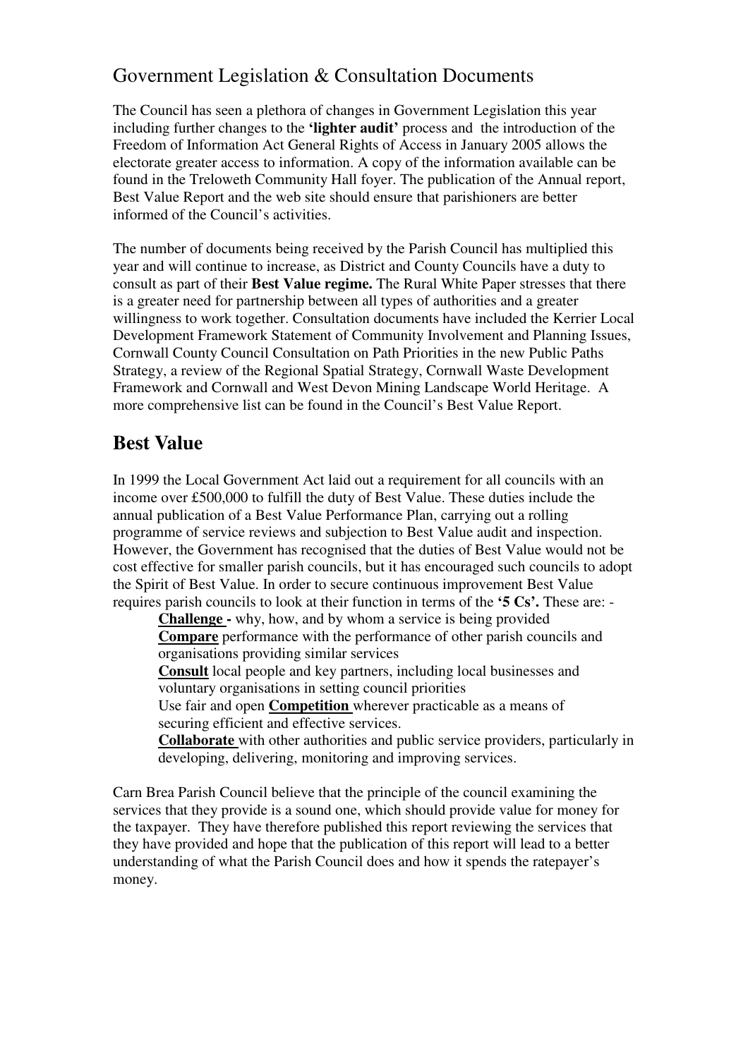## Government Legislation & Consultation Documents

The Council has seen a plethora of changes in Government Legislation this year including further changes to the **'lighter audit'** process and the introduction of the Freedom of Information Act General Rights of Access in January 2005 allows the electorate greater access to information. A copy of the information available can be found in the Treloweth Community Hall foyer. The publication of the Annual report, Best Value Report and the web site should ensure that parishioners are better informed of the Council's activities.

The number of documents being received by the Parish Council has multiplied this year and will continue to increase, as District and County Councils have a duty to consult as part of their **Best Value regime.** The Rural White Paper stresses that there is a greater need for partnership between all types of authorities and a greater willingness to work together. Consultation documents have included the Kerrier Local Development Framework Statement of Community Involvement and Planning Issues, Cornwall County Council Consultation on Path Priorities in the new Public Paths Strategy, a review of the Regional Spatial Strategy, Cornwall Waste Development Framework and Cornwall and West Devon Mining Landscape World Heritage. A more comprehensive list can be found in the Council's Best Value Report.

# Best Value

In 1999 the Local Government Act laid out a requirement for all councils with an income over £500,000 to fulfill the duty of Best Value. These duties include the annual publication of a Best Value Performance Plan, carrying out a rolling programme of service reviews and subjection to Best Value audit and inspection. However, the Government has recognised that the duties of Best Value would not be cost effective for smaller parish councils, but it has encouraged such councils to adopt the Spirit of Best Value. In order to secure continuous improvement Best Value requires parish councils to look at their function in terms of the **'5 Cs'.** These are: -

- **Challenge -** why, how, and by whom a service is being provided
- **Compare** performance with the performance of other parish councils and organisations providing similar services
- **Consult** local people and key partners, including local businesses and voluntary organisations in setting council priorities
- Use fair and open **Competition** wherever practicable as a means of securing efficient and effective services.
- **Collaborate** with other authorities and public service providers, particularly in developing, delivering, monitoring and improving services.

Carn Brea Parish Council believe that the principle of the council examining the services that they provide is a sound one, which should provide value for money for the taxpayer. They have therefore published this report reviewing the services that they have provided and hope that the publication of this report will lead to a better understanding of what the Parish Council does and how it spends the ratepayer's money.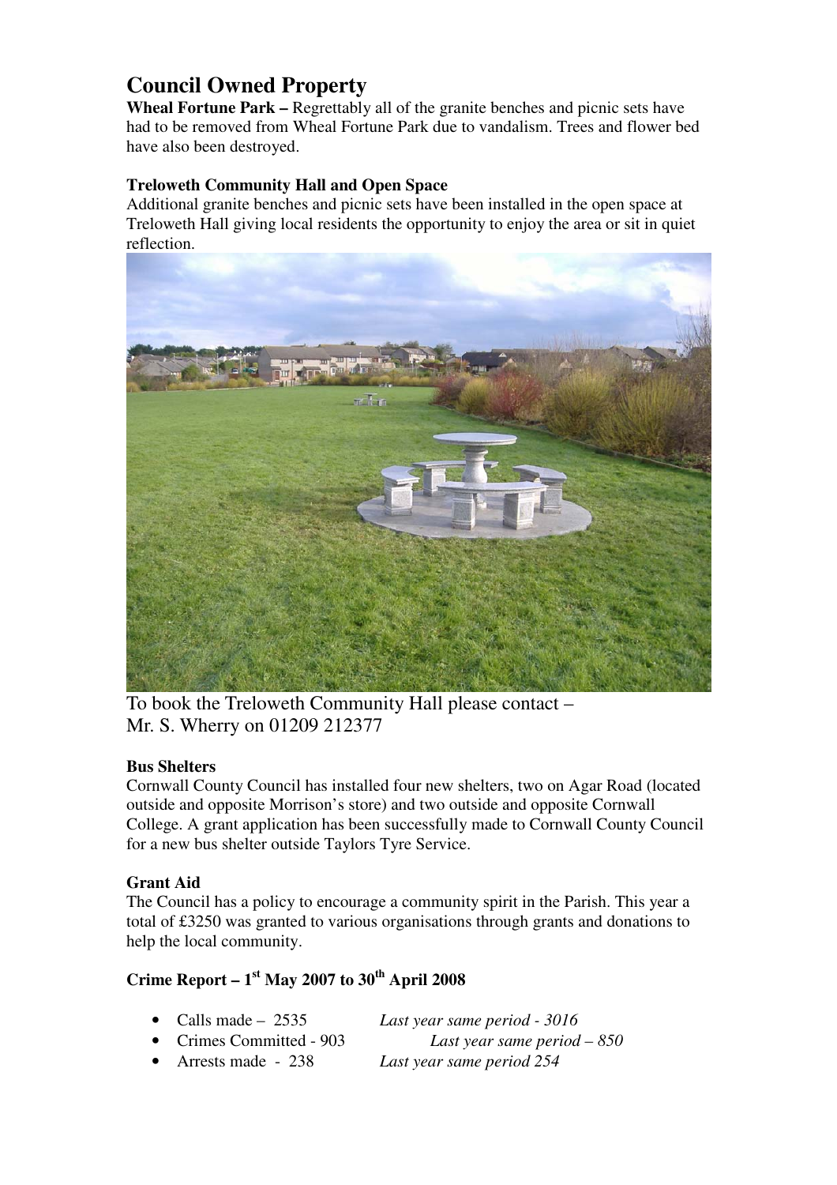# Council Owned Property

**Wheal Fortune Park –** Regrettably all of the granite benches and picnic sets have had to be removed from Wheal Fortune Park due to vandalism. Trees and flower bed have also been destroyed.

**Treloweth Community Hall and Open Space**

Additional granite benches and picnic sets have been installed in the open space at Treloweth Hall giving local residents the opportunity to enjoy the area or sit in quiet reflection.

To book the Treloweth Community Hall please contact –
Mr. S. Wherry on 01209 212377

**Bus Shelters**

Cornwall County Council has installed four new shelters, two on Agar Road (located outside and opposite Morrison's store) and two outside and opposite Cornwall College. A grant application has been successfully made to Cornwall County Council for a new bus shelter outside Taylors Tyre Service.

**Grant Aid**

The Council has a policy to encourage a community spirit in the Parish. This year a total of £3250 was granted to various organisations through grants and donations to help the local community.

**Crime Report – 1st May 2007 to 30th April 2008**

- Calls made – 2535 *Last year same period - 3016*
- Crimes Committed - 903 *Last year same period – 850*
- Arrests made - 238 *Last year same period 254*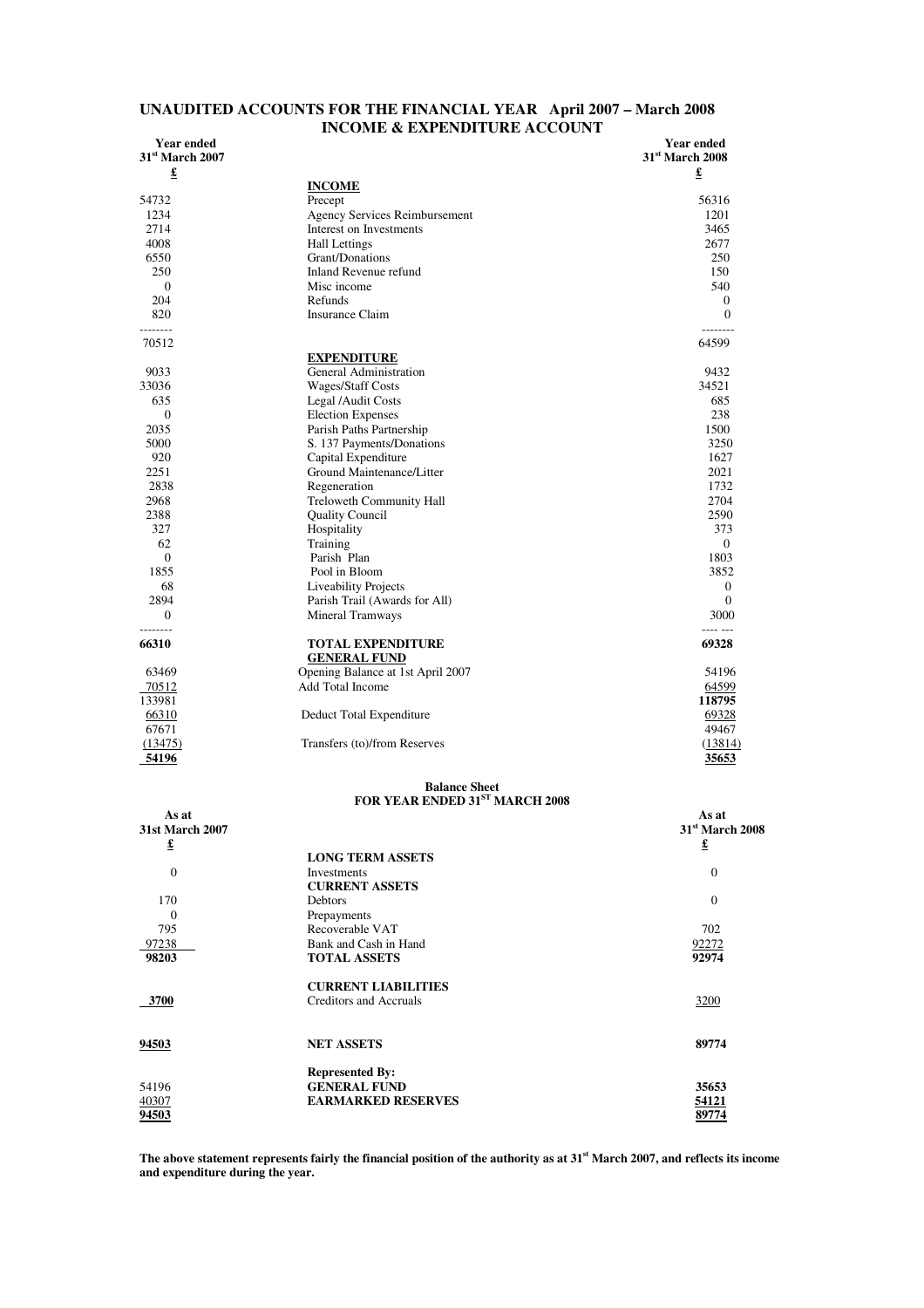## UNAUDITED ACCOUNTS FOR THE FINANCIAL YEAR April 2007 – March 2008

### INCOME & EXPENDITURE ACCOUNT

| Year ended 31st March 2007 £ | | Year ended 31st March 2008 £ |
|---|---|---|
| | **INCOME** | |
| 54732 | Precept | 56316 |
| 1234 | Agency Services Reimbursement | 1201 |
| 2714 | Interest on Investments | 3465 |
| 4008 | Hall Lettings | 2677 |
| 6550 | Grant/Donations | 250 |
| 250 | Inland Revenue refund | 150 |
| 0 | Misc income | 540 |
| 204 | Refunds | 0 |
| 820 | Insurance Claim | 0 |
| 70512 | | 64599 |
| | **EXPENDITURE** | |
| 9033 | General Administration | 9432 |
| 33036 | Wages/Staff Costs | 34521 |
| 635 | Legal /Audit Costs | 685 |
| 0 | Election Expenses | 238 |
| 2035 | Parish Paths Partnership | 1500 |
| 5000 | S. 137 Payments/Donations | 3250 |
| 920 | Capital Expenditure | 1627 |
| 2251 | Ground Maintenance/Litter | 2021 |
| 2838 | Regeneration | 1732 |
| 2968 | Treloweth Community Hall | 2704 |
| 2388 | Quality Council | 2590 |
| 327 | Hospitality | 373 |
| 62 | Training | 0 |
| 0 | Parish Plan | 1803 |
| 1855 | Pool in Bloom | 3852 |
| 68 | Liveability Projects | 0 |
| 2894 | Parish Trail (Awards for All) | 0 |
| 0 | Mineral Tramways | 3000 |
| **66310** | **TOTAL EXPENDITURE** | **69328** |
| | **GENERAL FUND** | |
| 63469 | Opening Balance at 1st April 2007 | 54196 |
| 70512 | Add Total Income | 64599 |
| 133981 | | **118795** |
| 66310 | Deduct Total Expenditure | 69328 |
| 67671 | | 49467 |
| (13475) | Transfers (to)/from Reserves | (13814) |
| **54196** | | **35653** |

### Balance Sheet
### FOR YEAR ENDED 31ST MARCH 2008

| As at 31st March 2007 £ | | As at 31st March 2008 £ |
|---|---|---|
| | **LONG TERM ASSETS** | |
| 0 | Investments | 0 |
| | **CURRENT ASSETS** | |
| 170 | Debtors | 0 |
| 0 | Prepayments | |
| 795 | Recoverable VAT | 702 |
| 97238 | Bank and Cash in Hand | 92272 |
| **98203** | **TOTAL ASSETS** | **92974** |
| | **CURRENT LIABILITIES** | |
| **3700** | Creditors and Accruals | 3200 |
| **94503** | **NET ASSETS** | **89774** |
| | **Represented By:** | |
| 54196 | **GENERAL FUND** | **35653** |
| 40307 | **EARMARKED RESERVES** | **54121** |
| **94503** | | **89774** |

**The above statement represents fairly the financial position of the authority as at 31st March 2007, and reflects its income and expenditure during the year.**